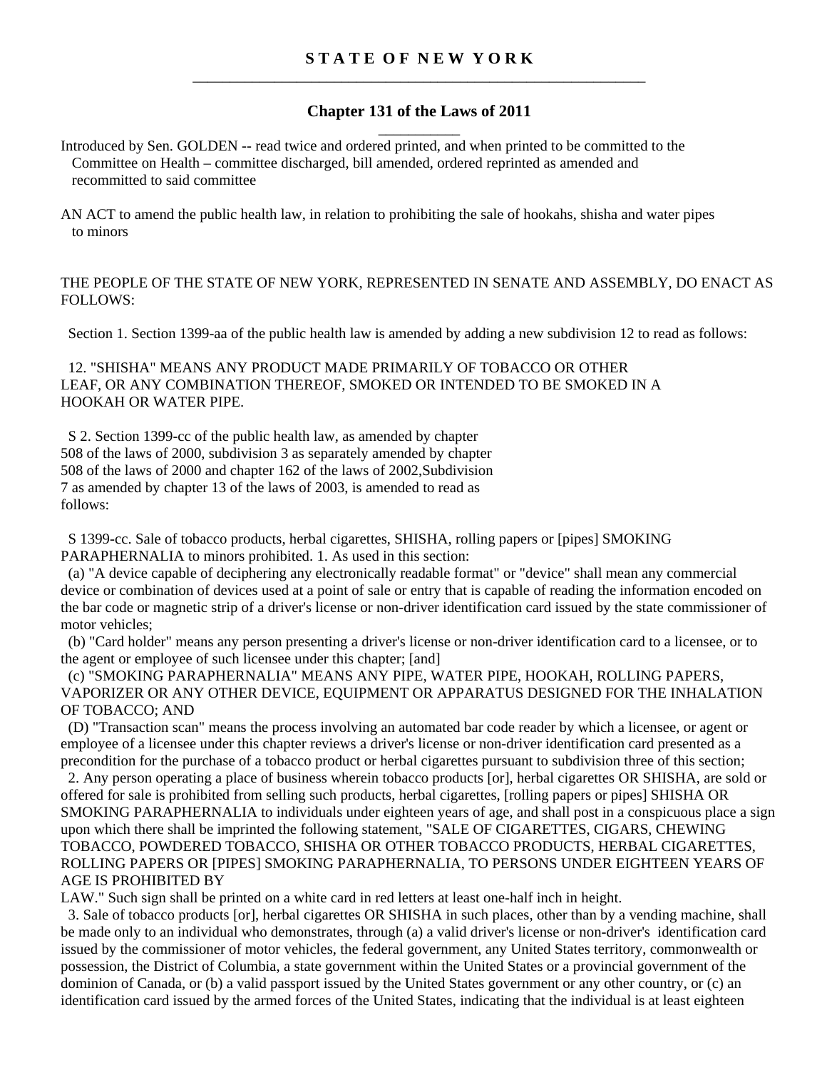# STATE OF NEW YORK

## Chapter 131 of the Laws of 2011

Introduced by Sen. GOLDEN -- read twice and ordered printed, and when printed to be committed to the Committee on Health – committee discharged, bill amended, ordered reprinted as amended and recommitted to said committee

AN ACT to amend the public health law, in relation to prohibiting the sale of hookahs, shisha and water pipes to minors

THE PEOPLE OF THE STATE OF NEW YORK, REPRESENTED IN SENATE AND ASSEMBLY, DO ENACT AS FOLLOWS:

Section 1. Section 1399-aa of the public health law is amended by adding a new subdivision 12 to read as follows:

12. "SHISHA" MEANS ANY PRODUCT MADE PRIMARILY OF TOBACCO OR OTHER LEAF, OR ANY COMBINATION THEREOF, SMOKED OR INTENDED TO BE SMOKED IN A HOOKAH OR WATER PIPE.

S 2. Section 1399-cc of the public health law, as amended by chapter 508 of the laws of 2000, subdivision 3 as separately amended by chapter 508 of the laws of 2000 and chapter 162 of the laws of 2002,Subdivision 7 as amended by chapter 13 of the laws of 2003, is amended to read as follows:

S 1399-cc. Sale of tobacco products, herbal cigarettes, SHISHA, rolling papers or [pipes] SMOKING PARAPHERNALIA to minors prohibited. 1. As used in this section:

(a) "A device capable of deciphering any electronically readable format" or "device" shall mean any commercial device or combination of devices used at a point of sale or entry that is capable of reading the information encoded on the bar code or magnetic strip of a driver's license or non-driver identification card issued by the state commissioner of motor vehicles;

(b) "Card holder" means any person presenting a driver's license or non-driver identification card to a licensee, or to the agent or employee of such licensee under this chapter; [and]

(c) "SMOKING PARAPHERNALIA" MEANS ANY PIPE, WATER PIPE, HOOKAH, ROLLING PAPERS, VAPORIZER OR ANY OTHER DEVICE, EQUIPMENT OR APPARATUS DESIGNED FOR THE INHALATION OF TOBACCO; AND

(D) "Transaction scan" means the process involving an automated bar code reader by which a licensee, or agent or employee of a licensee under this chapter reviews a driver's license or non-driver identification card presented as a precondition for the purchase of a tobacco product or herbal cigarettes pursuant to subdivision three of this section;

2. Any person operating a place of business wherein tobacco products [or], herbal cigarettes OR SHISHA, are sold or offered for sale is prohibited from selling such products, herbal cigarettes, [rolling papers or pipes] SHISHA OR SMOKING PARAPHERNALIA to individuals under eighteen years of age, and shall post in a conspicuous place a sign upon which there shall be imprinted the following statement, "SALE OF CIGARETTES, CIGARS, CHEWING TOBACCO, POWDERED TOBACCO, SHISHA OR OTHER TOBACCO PRODUCTS, HERBAL CIGARETTES, ROLLING PAPERS OR [PIPES] SMOKING PARAPHERNALIA, TO PERSONS UNDER EIGHTEEN YEARS OF AGE IS PROHIBITED BY LAW." Such sign shall be printed on a white card in red letters at least one-half inch in height.

3. Sale of tobacco products [or], herbal cigarettes OR SHISHA in such places, other than by a vending machine, shall be made only to an individual who demonstrates, through (a) a valid driver's license or non-driver's identification card issued by the commissioner of motor vehicles, the federal government, any United States territory, commonwealth or possession, the District of Columbia, a state government within the United States or a provincial government of the dominion of Canada, or (b) a valid passport issued by the United States government or any other country, or (c) an identification card issued by the armed forces of the United States, indicating that the individual is at least eighteen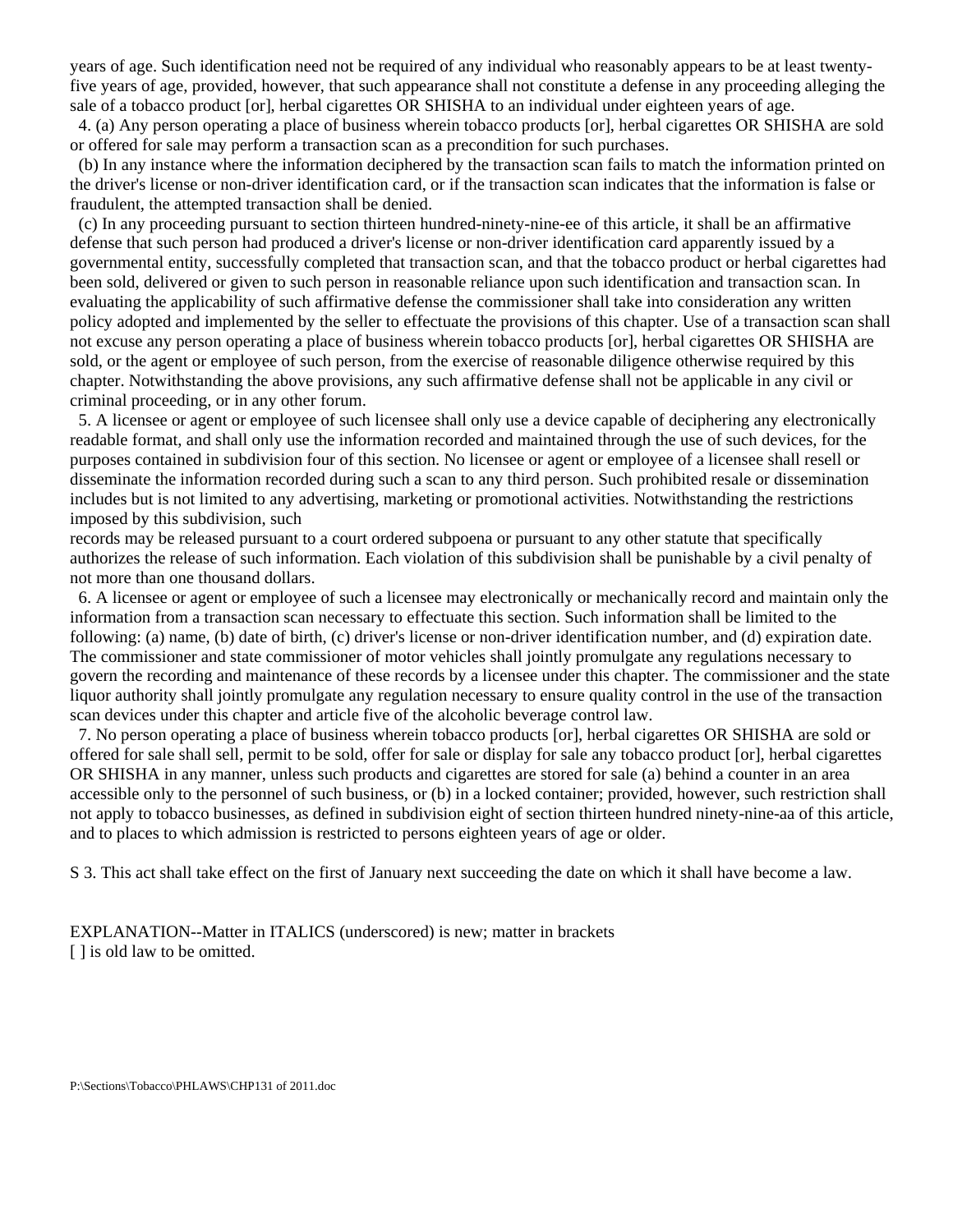years of age. Such identification need not be required of any individual who reasonably appears to be at least twenty-five years of age, provided, however, that such appearance shall not constitute a defense in any proceeding alleging the sale of a tobacco product [or], herbal cigarettes OR SHISHA to an individual under eighteen years of age.

4. (a) Any person operating a place of business wherein tobacco products [or], herbal cigarettes OR SHISHA are sold or offered for sale may perform a transaction scan as a precondition for such purchases.

(b) In any instance where the information deciphered by the transaction scan fails to match the information printed on the driver's license or non-driver identification card, or if the transaction scan indicates that the information is false or fraudulent, the attempted transaction shall be denied.

(c) In any proceeding pursuant to section thirteen hundred-ninety-nine-ee of this article, it shall be an affirmative defense that such person had produced a driver's license or non-driver identification card apparently issued by a governmental entity, successfully completed that transaction scan, and that the tobacco product or herbal cigarettes had been sold, delivered or given to such person in reasonable reliance upon such identification and transaction scan. In evaluating the applicability of such affirmative defense the commissioner shall take into consideration any written policy adopted and implemented by the seller to effectuate the provisions of this chapter. Use of a transaction scan shall not excuse any person operating a place of business wherein tobacco products [or], herbal cigarettes OR SHISHA are sold, or the agent or employee of such person, from the exercise of reasonable diligence otherwise required by this chapter. Notwithstanding the above provisions, any such affirmative defense shall not be applicable in any civil or criminal proceeding, or in any other forum.

5. A licensee or agent or employee of such licensee shall only use a device capable of deciphering any electronically readable format, and shall only use the information recorded and maintained through the use of such devices, for the purposes contained in subdivision four of this section. No licensee or agent or employee of a licensee shall resell or disseminate the information recorded during such a scan to any third person. Such prohibited resale or dissemination includes but is not limited to any advertising, marketing or promotional activities. Notwithstanding the restrictions imposed by this subdivision, such records may be released pursuant to a court ordered subpoena or pursuant to any other statute that specifically authorizes the release of such information. Each violation of this subdivision shall be punishable by a civil penalty of not more than one thousand dollars.

6. A licensee or agent or employee of such a licensee may electronically or mechanically record and maintain only the information from a transaction scan necessary to effectuate this section. Such information shall be limited to the following: (a) name, (b) date of birth, (c) driver's license or non-driver identification number, and (d) expiration date. The commissioner and state commissioner of motor vehicles shall jointly promulgate any regulations necessary to govern the recording and maintenance of these records by a licensee under this chapter. The commissioner and the state liquor authority shall jointly promulgate any regulation necessary to ensure quality control in the use of the transaction scan devices under this chapter and article five of the alcoholic beverage control law.

7. No person operating a place of business wherein tobacco products [or], herbal cigarettes OR SHISHA are sold or offered for sale shall sell, permit to be sold, offer for sale or display for sale any tobacco product [or], herbal cigarettes OR SHISHA in any manner, unless such products and cigarettes are stored for sale (a) behind a counter in an area accessible only to the personnel of such business, or (b) in a locked container; provided, however, such restriction shall not apply to tobacco businesses, as defined in subdivision eight of section thirteen hundred ninety-nine-aa of this article, and to places to which admission is restricted to persons eighteen years of age or older.

S 3. This act shall take effect on the first of January next succeeding the date on which it shall have become a law.

EXPLANATION--Matter in ITALICS (underscored) is new; matter in brackets [ ] is old law to be omitted.

P:\Sections\Tobacco\PHLAWS\CHP131 of 2011.doc